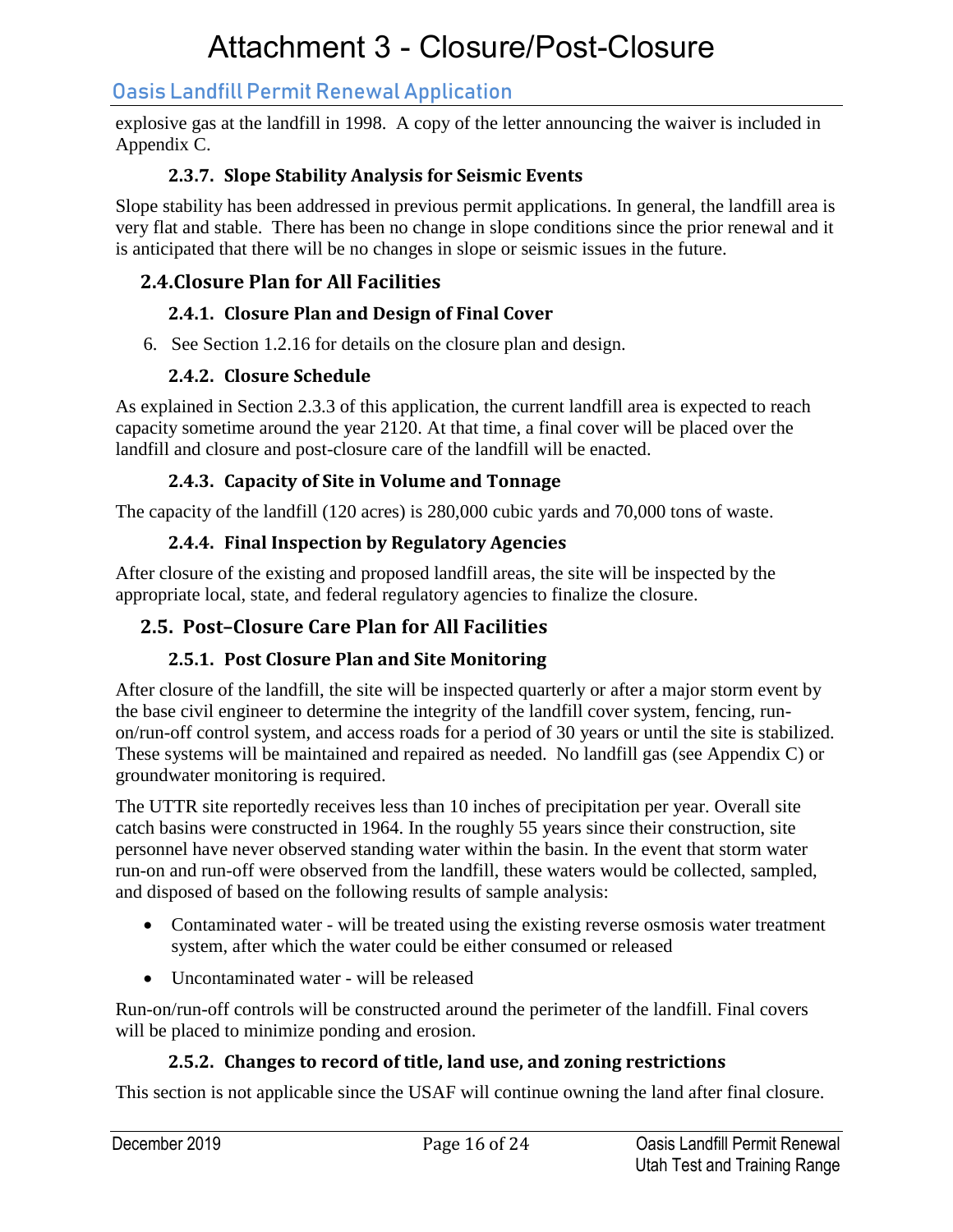explosive gas at the landfill in 1998. A copy of the letter announcing the waiver is included in Appendix C.

#### 2.3.7. Slope Stability Analysis for Seismic Events

Slope stability has been addressed in previous permit applications. In general, the landfill area is very flat and stable. There has been no change in slope conditions since the prior renewal and it is anticipated that there will be no changes in slope or seismic issues in the future.

### 2.4. Closure Plan for All Facilities

#### 2.4.1. Closure Plan and Design of Final Cover

6. See Section 1.2.16 for details on the closure plan and design.

#### 2.4.2. Closure Schedule

As explained in Section 2.3.3 of this application, the current landfill area is expected to reach capacity sometime around the year 2120. At that time, a final cover will be placed over the landfill and closure and post-closure care of the landfill will be enacted.

#### 2.4.3. Capacity of Site in Volume and Tonnage

The capacity of the landfill (120 acres) is 280,000 cubic yards and 70,000 tons of waste.

#### 2.4.4. Final Inspection by Regulatory Agencies

After closure of the existing and proposed landfill areas, the site will be inspected by the appropriate local, state, and federal regulatory agencies to finalize the closure.

### 2.5. Post–Closure Care Plan for All Facilities

#### 2.5.1. Post Closure Plan and Site Monitoring

After closure of the landfill, the site will be inspected quarterly or after a major storm event by the base civil engineer to determine the integrity of the landfill cover system, fencing, run-on/run-off control system, and access roads for a period of 30 years or until the site is stabilized. These systems will be maintained and repaired as needed. No landfill gas (see Appendix C) or groundwater monitoring is required.

The UTTR site reportedly receives less than 10 inches of precipitation per year. Overall site catch basins were constructed in 1964. In the roughly 55 years since their construction, site personnel have never observed standing water within the basin. In the event that storm water run-on and run-off were observed from the landfill, these waters would be collected, sampled, and disposed of based on the following results of sample analysis:

- Contaminated water - will be treated using the existing reverse osmosis water treatment system, after which the water could be either consumed or released
- Uncontaminated water - will be released

Run-on/run-off controls will be constructed around the perimeter of the landfill. Final covers will be placed to minimize ponding and erosion.

#### 2.5.2. Changes to record of title, land use, and zoning restrictions

This section is not applicable since the USAF will continue owning the land after final closure.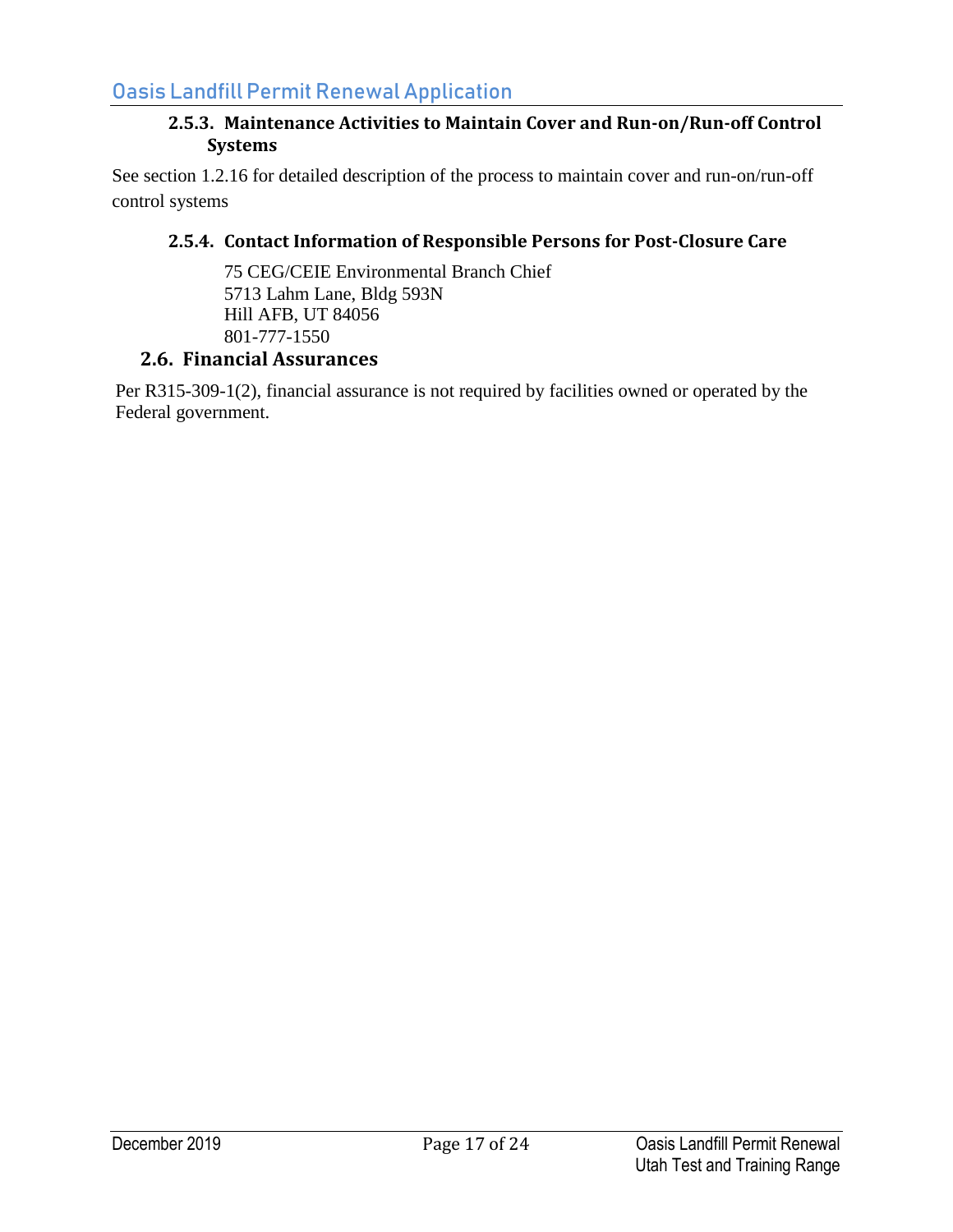#### 2.5.3. Maintenance Activities to Maintain Cover and Run-on/Run-off Control Systems

See section 1.2.16 for detailed description of the process to maintain cover and run-on/run-off control systems

#### 2.5.4. Contact Information of Responsible Persons for Post-Closure Care

75 CEG/CEIE Environmental Branch Chief
5713 Lahm Lane, Bldg 593N
Hill AFB, UT 84056
801-777-1550

### 2.6. Financial Assurances

Per R315-309-1(2), financial assurance is not required by facilities owned or operated by the Federal government.